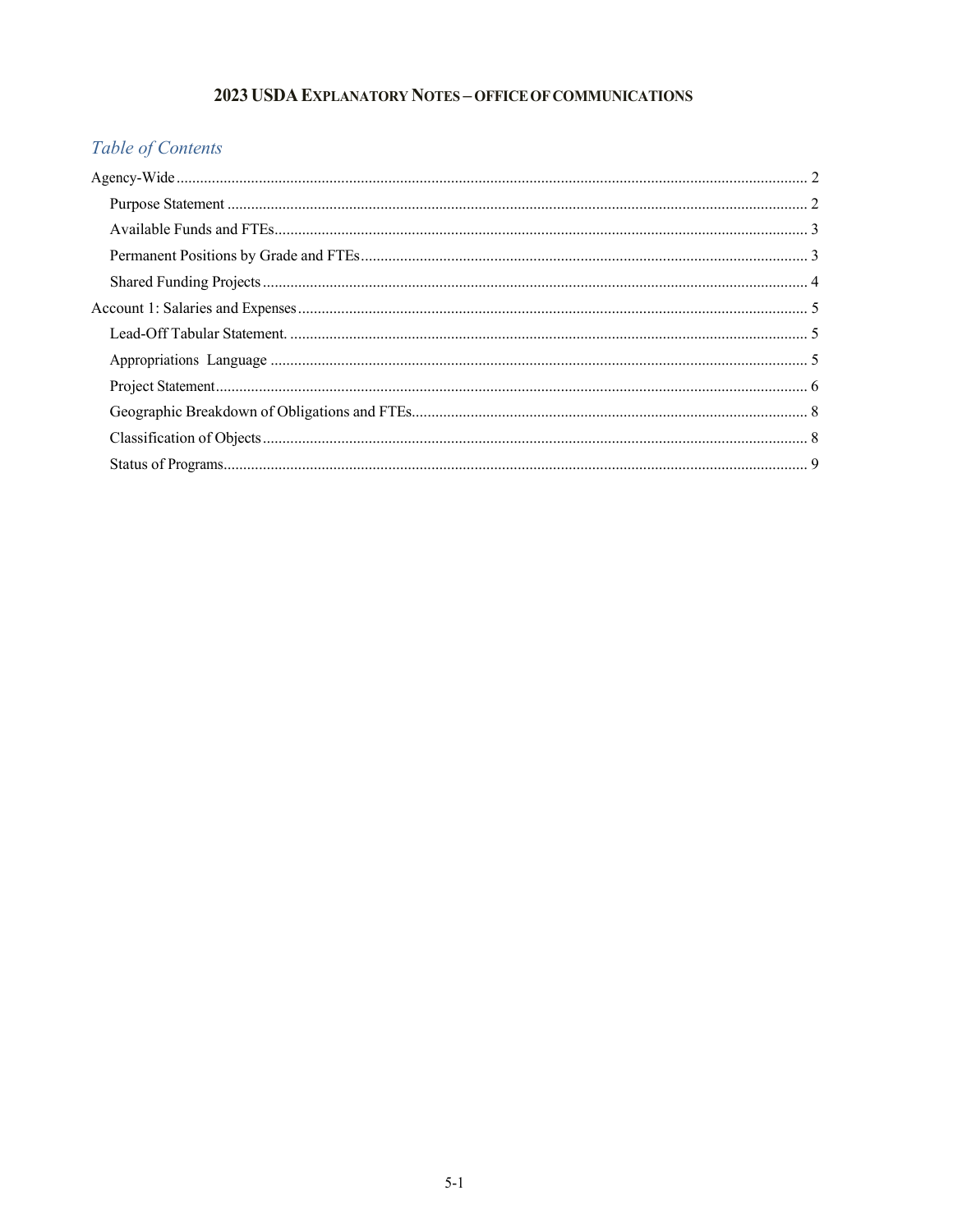# 2023 USDA EXPLANATORY NOTES – OFFICE OF COMMUNICATIONS

## *Table of Contents*

Agency-Wide ........ 2

- Purpose Statement ........ 2
- Available Funds and FTEs........ 3
- Permanent Positions by Grade and FTEs........ 3
- Shared Funding Projects ........ 4

Account 1: Salaries and Expenses ........ 5

- Lead-Off Tabular Statement. ........ 5
- Appropriations Language ........ 5
- Project Statement........ 6
- Geographic Breakdown of Obligations and FTEs........ 8
- Classification of Objects ........ 8
- Status of Programs........ 9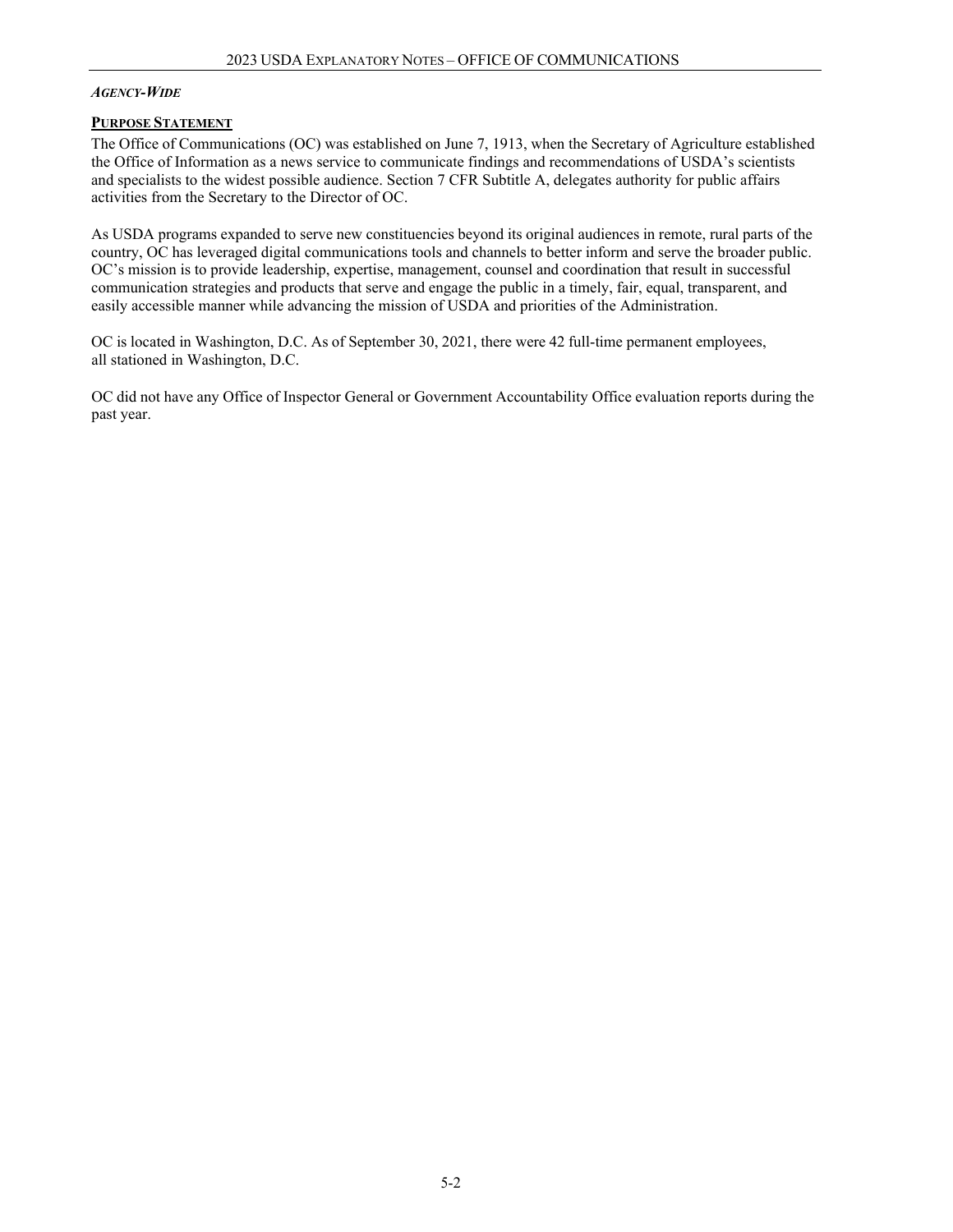### *Agency-Wide*

#### **Purpose Statement**

The Office of Communications (OC) was established on June 7, 1913, when the Secretary of Agriculture established the Office of Information as a news service to communicate findings and recommendations of USDA's scientists and specialists to the widest possible audience. Section 7 CFR Subtitle A, delegates authority for public affairs activities from the Secretary to the Director of OC.

As USDA programs expanded to serve new constituencies beyond its original audiences in remote, rural parts of the country, OC has leveraged digital communications tools and channels to better inform and serve the broader public. OC's mission is to provide leadership, expertise, management, counsel and coordination that result in successful communication strategies and products that serve and engage the public in a timely, fair, equal, transparent, and easily accessible manner while advancing the mission of USDA and priorities of the Administration.

OC is located in Washington, D.C. As of September 30, 2021, there were 42 full-time permanent employees, all stationed in Washington, D.C.

OC did not have any Office of Inspector General or Government Accountability Office evaluation reports during the past year.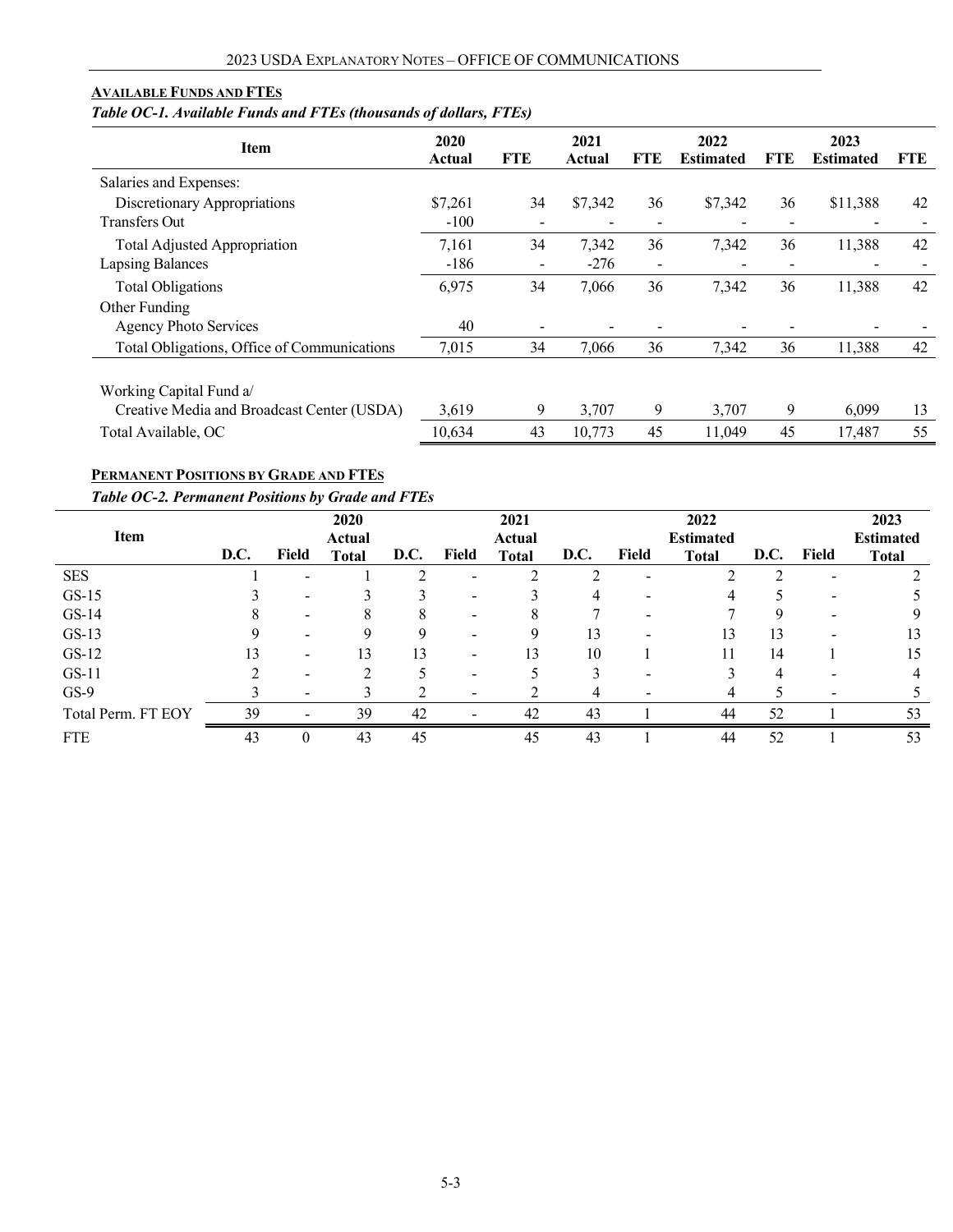## Available Funds and FTEs

*Table OC-1. Available Funds and FTEs (thousands of dollars, FTEs)*

| Item | 2020 Actual | FTE | 2021 Actual | FTE | 2022 Estimated | FTE | 2023 Estimated | FTE |
|---|---|---|---|---|---|---|---|---|
| Salaries and Expenses: | | | | | | | | |
| Discretionary Appropriations | $7,261 | 34 | $7,342 | 36 | $7,342 | 36 | $11,388 | 42 |
| Transfers Out | -100 | - | - | - | - | - | - | - |
| Total Adjusted Appropriation | 7,161 | 34 | 7,342 | 36 | 7,342 | 36 | 11,388 | 42 |
| Lapsing Balances | -186 | - | -276 | - | - | - | - | - |
| Total Obligations | 6,975 | 34 | 7,066 | 36 | 7,342 | 36 | 11,388 | 42 |
| Other Funding | | | | | | | | |
| Agency Photo Services | 40 | - | - | - | - | - | - | - |
| Total Obligations, Office of Communications | 7,015 | 34 | 7,066 | 36 | 7,342 | 36 | 11,388 | 42 |
| Working Capital Fund a/ | | | | | | | | |
| Creative Media and Broadcast Center (USDA) | 3,619 | 9 | 3,707 | 9 | 3,707 | 9 | 6,099 | 13 |
| Total Available, OC | 10,634 | 43 | 10,773 | 45 | 11,049 | 45 | 17,487 | 55 |

## Permanent Positions by Grade and FTEs

*Table OC-2. Permanent Positions by Grade and FTEs*

| Item | D.C. | Field | 2020 Actual Total | D.C. | Field | 2021 Actual Total | D.C. | Field | 2022 Estimated Total | D.C. | Field | 2023 Estimated Total |
|---|---|---|---|---|---|---|---|---|---|---|---|---|
| SES | 1 | - | 1 | 2 | - | 2 | 2 | - | 2 | 2 | - | 2 |
| GS-15 | 3 | - | 3 | 3 | - | 3 | 4 | - | 4 | 5 | - | 5 |
| GS-14 | 8 | - | 8 | 8 | - | 8 | 7 | - | 7 | 9 | - | 9 |
| GS-13 | 9 | - | 9 | 9 | - | 9 | 13 | - | 13 | 13 | - | 13 |
| GS-12 | 13 | - | 13 | 13 | - | 13 | 10 | 1 | 11 | 14 | 1 | 15 |
| GS-11 | 2 | - | 2 | 5 | - | 5 | 3 | - | 3 | 4 | - | 4 |
| GS-9 | 3 | - | 3 | 2 | - | 2 | 4 | - | 4 | 5 | - | 5 |
| Total Perm. FT EOY | 39 | - | 39 | 42 | - | 42 | 43 | 1 | 44 | 52 | 1 | 53 |
| FTE | 43 | 0 | 43 | 45 | | 45 | 43 | 1 | 44 | 52 | 1 | 53 |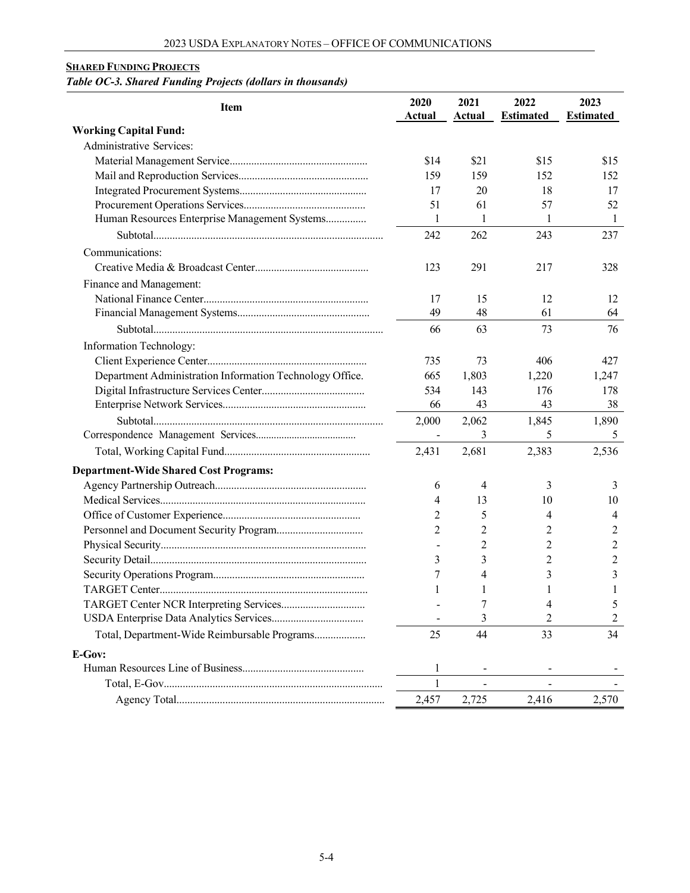**SHARED FUNDING PROJECTS**

*Table OC-3. Shared Funding Projects (dollars in thousands)*

| Item | 2020 Actual | 2021 Actual | 2022 Estimated | 2023 Estimated |
|---|---|---|---|---|
| **Working Capital Fund:** | | | | |
| Administrative Services: | | | | |
| Material Management Service | $14 | $21 | $15 | $15 |
| Mail and Reproduction Services | 159 | 159 | 152 | 152 |
| Integrated Procurement Systems | 17 | 20 | 18 | 17 |
| Procurement Operations Services | 51 | 61 | 57 | 52 |
| Human Resources Enterprise Management Systems | 1 | 1 | 1 | 1 |
| Subtotal | 242 | 262 | 243 | 237 |
| Communications: | | | | |
| Creative Media & Broadcast Center | 123 | 291 | 217 | 328 |
| Finance and Management: | | | | |
| National Finance Center | 17 | 15 | 12 | 12 |
| Financial Management Systems | 49 | 48 | 61 | 64 |
| Subtotal | 66 | 63 | 73 | 76 |
| Information Technology: | | | | |
| Client Experience Center | 735 | 73 | 406 | 427 |
| Department Administration Information Technology Office | 665 | 1,803 | 1,220 | 1,247 |
| Digital Infrastructure Services Center | 534 | 143 | 176 | 178 |
| Enterprise Network Services | 66 | 43 | 43 | 38 |
| Subtotal | 2,000 | 2,062 | 1,845 | 1,890 |
| Correspondence Management Services | - | 3 | 5 | 5 |
| Total, Working Capital Fund | 2,431 | 2,681 | 2,383 | 2,536 |
| **Department-Wide Shared Cost Programs:** | | | | |
| Agency Partnership Outreach | 6 | 4 | 3 | 3 |
| Medical Services | 4 | 13 | 10 | 10 |
| Office of Customer Experience | 2 | 5 | 4 | 4 |
| Personnel and Document Security Program | 2 | 2 | 2 | 2 |
| Physical Security | - | 2 | 2 | 2 |
| Security Detail | 3 | 3 | 2 | 2 |
| Security Operations Program | 7 | 4 | 3 | 3 |
| TARGET Center | 1 | 1 | 1 | 1 |
| TARGET Center NCR Interpreting Services | - | 7 | 4 | 5 |
| USDA Enterprise Data Analytics Services | - | 3 | 2 | 2 |
| Total, Department-Wide Reimbursable Programs | 25 | 44 | 33 | 34 |
| **E-Gov:** | | | | |
| Human Resources Line of Business | 1 | - | - | - |
| Total, E-Gov | 1 | - | - | - |
| Agency Total | 2,457 | 2,725 | 2,416 | 2,570 |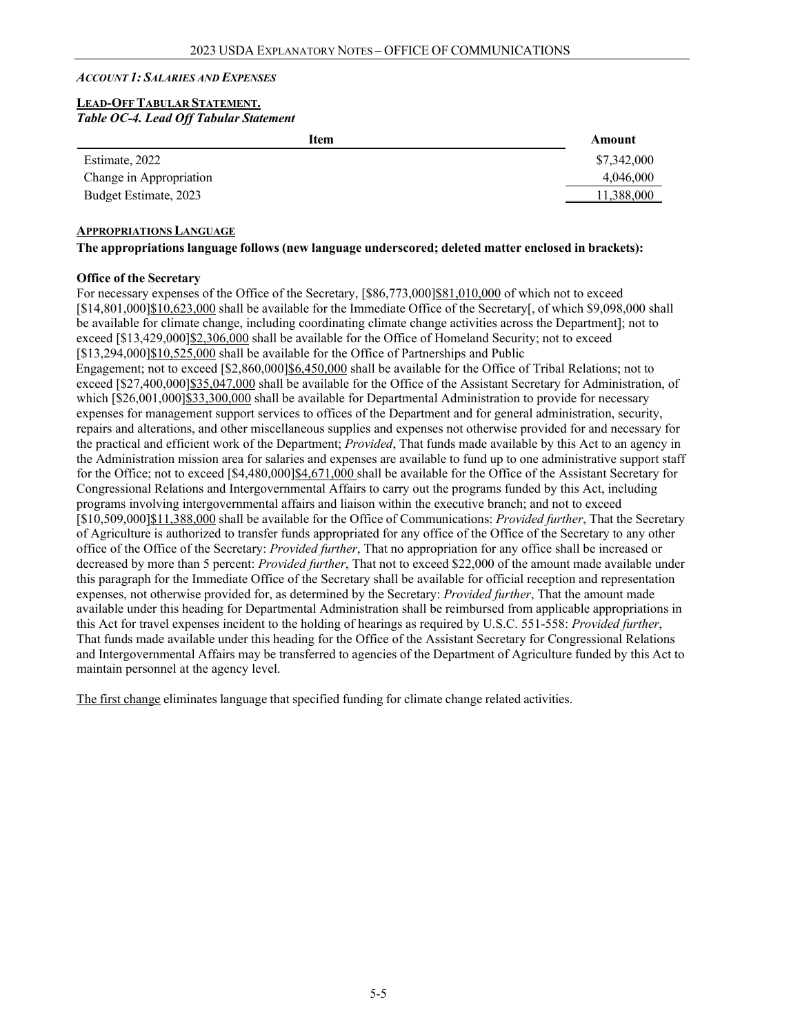*Account 1: Salaries and Expenses*

**Lead-Off Tabular Statement.**

***Table OC-4. Lead Off Tabular Statement***

| Item | Amount |
|---|---|
| Estimate, 2022 | $7,342,000 |
| Change in Appropriation | 4,046,000 |
| Budget Estimate, 2023 | 11,388,000 |

**Appropriations Language**

**The appropriations language follows (new language underscored; deleted matter enclosed in brackets):**

**Office of the Secretary**

For necessary expenses of the Office of the Secretary, [$86,773,000]$81,010,000 of which not to exceed [$14,801,000]$10,623,000 shall be available for the Immediate Office of the Secretary[, of which $9,098,000 shall be available for climate change, including coordinating climate change activities across the Department]; not to exceed [$13,429,000]$2,306,000 shall be available for the Office of Homeland Security; not to exceed [$13,294,000]$10,525,000 shall be available for the Office of Partnerships and Public Engagement; not to exceed [$2,860,000]$6,450,000 shall be available for the Office of Tribal Relations; not to exceed [$27,400,000]$35,047,000 shall be available for the Office of the Assistant Secretary for Administration, of which [$26,001,000]$33,300,000 shall be available for Departmental Administration to provide for necessary expenses for management support services to offices of the Department and for general administration, security, repairs and alterations, and other miscellaneous supplies and expenses not otherwise provided for and necessary for the practical and efficient work of the Department; *Provided*, That funds made available by this Act to an agency in the Administration mission area for salaries and expenses are available to fund up to one administrative support staff for the Office; not to exceed [$4,480,000]$4,671,000 shall be available for the Office of the Assistant Secretary for Congressional Relations and Intergovernmental Affairs to carry out the programs funded by this Act, including programs involving intergovernmental affairs and liaison within the executive branch; and not to exceed [$10,509,000]$11,388,000 shall be available for the Office of Communications: *Provided further*, That the Secretary of Agriculture is authorized to transfer funds appropriated for any office of the Office of the Secretary to any other office of the Office of the Secretary: *Provided further*, That no appropriation for any office shall be increased or decreased by more than 5 percent: *Provided further*, That not to exceed $22,000 of the amount made available under this paragraph for the Immediate Office of the Secretary shall be available for official reception and representation expenses, not otherwise provided for, as determined by the Secretary: *Provided further*, That the amount made available under this heading for Departmental Administration shall be reimbursed from applicable appropriations in this Act for travel expenses incident to the holding of hearings as required by U.S.C. 551-558: *Provided further*, That funds made available under this heading for the Office of the Assistant Secretary for Congressional Relations and Intergovernmental Affairs may be transferred to agencies of the Department of Agriculture funded by this Act to maintain personnel at the agency level.

The first change eliminates language that specified funding for climate change related activities.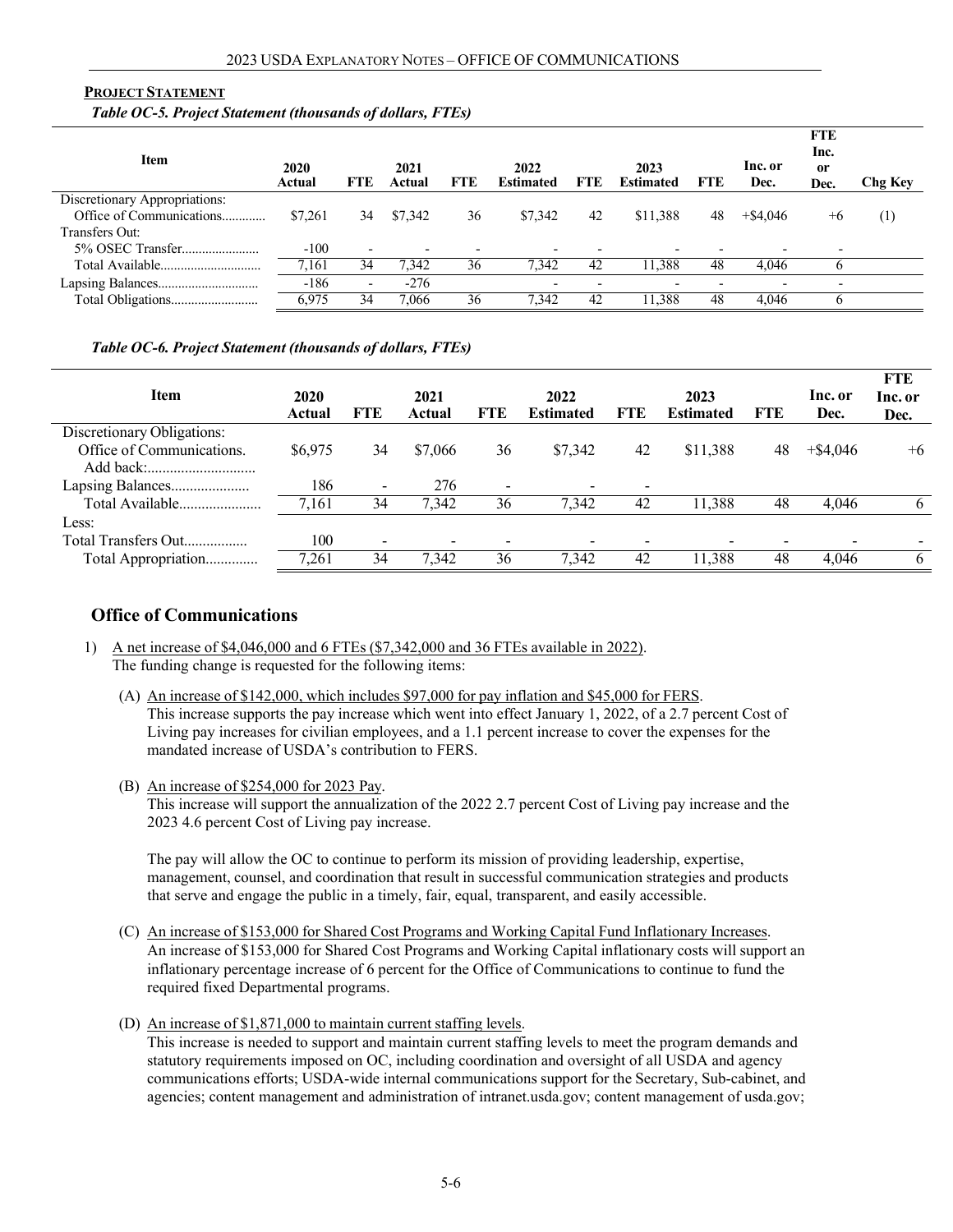#### **PROJECT STATEMENT**

*Table OC-5. Project Statement (thousands of dollars, FTEs)*

| Item | 2020 Actual | FTE | 2021 Actual | FTE | 2022 Estimated | FTE | 2023 Estimated | FTE | Inc. or Dec. | FTE Inc. or Dec. | Chg Key |
|---|---|---|---|---|---|---|---|---|---|---|---|
| Discretionary Appropriations: | | | | | | | | | | | |
| Office of Communications............ | $7,261 | 34 | $7,342 | 36 | $7,342 | 42 | $11,388 | 48 | +$4,046 | +6 | (1) |
| Transfers Out: | | | | | | | | | | | |
| 5% OSEC Transfer...................... | -100 | - | - | - | - | - | - | - | - | - | |
| Total Available............................. | 7,161 | 34 | 7,342 | 36 | 7,342 | 42 | 11,388 | 48 | 4,046 | 6 | |
| Lapsing Balances............................. | -186 | - | -276 | | - | - | - | - | - | - | |
| Total Obligations.......................... | 6,975 | 34 | 7,066 | 36 | 7,342 | 42 | 11,388 | 48 | 4,046 | 6 | |

*Table OC-6. Project Statement (thousands of dollars, FTEs)*

| Item | 2020 Actual | FTE | 2021 Actual | FTE | 2022 Estimated | FTE | 2023 Estimated | FTE | Inc. or Dec. | FTE Inc. or Dec. |
|---|---|---|---|---|---|---|---|---|---|---|
| Discretionary Obligations: | | | | | | | | | | |
| Office of Communications. | $6,975 | 34 | $7,066 | 36 | $7,342 | 42 | $11,388 | 48 | +$4,046 | +6 |
| Add back:............................ | | | | | | | | | | |
| Lapsing Balances..................... | 186 | - | 276 | - | - | - | | | | |
| Total Available...................... | 7,161 | 34 | 7,342 | 36 | 7,342 | 42 | 11,388 | 48 | 4,046 | 6 |
| Less: | | | | | | | | | | |
| Total Transfers Out................. | 100 | - | - | - | - | - | - | - | - | - |
| Total Appropriation.............. | 7,261 | 34 | 7,342 | 36 | 7,342 | 42 | 11,388 | 48 | 4,046 | 6 |

## Office of Communications

1) A net increase of $4,046,000 and 6 FTEs ($7,342,000 and 36 FTEs available in 2022).
   The funding change is requested for the following items:

   (A) An increase of $142,000, which includes $97,000 for pay inflation and $45,000 for FERS.
   This increase supports the pay increase which went into effect January 1, 2022, of a 2.7 percent Cost of Living pay increases for civilian employees, and a 1.1 percent increase to cover the expenses for the mandated increase of USDA's contribution to FERS.

   (B) An increase of $254,000 for 2023 Pay.
   This increase will support the annualization of the 2022 2.7 percent Cost of Living pay increase and the 2023 4.6 percent Cost of Living pay increase.

   The pay will allow the OC to continue to perform its mission of providing leadership, expertise, management, counsel, and coordination that result in successful communication strategies and products that serve and engage the public in a timely, fair, equal, transparent, and easily accessible.

   (C) An increase of $153,000 for Shared Cost Programs and Working Capital Fund Inflationary Increases.
   An increase of $153,000 for Shared Cost Programs and Working Capital inflationary costs will support an inflationary percentage increase of 6 percent for the Office of Communications to continue to fund the required fixed Departmental programs.

   (D) An increase of $1,871,000 to maintain current staffing levels.
   This increase is needed to support and maintain current staffing levels to meet the program demands and statutory requirements imposed on OC, including coordination and oversight of all USDA and agency communications efforts; USDA-wide internal communications support for the Secretary, Sub-cabinet, and agencies; content management and administration of intranet.usda.gov; content management of usda.gov;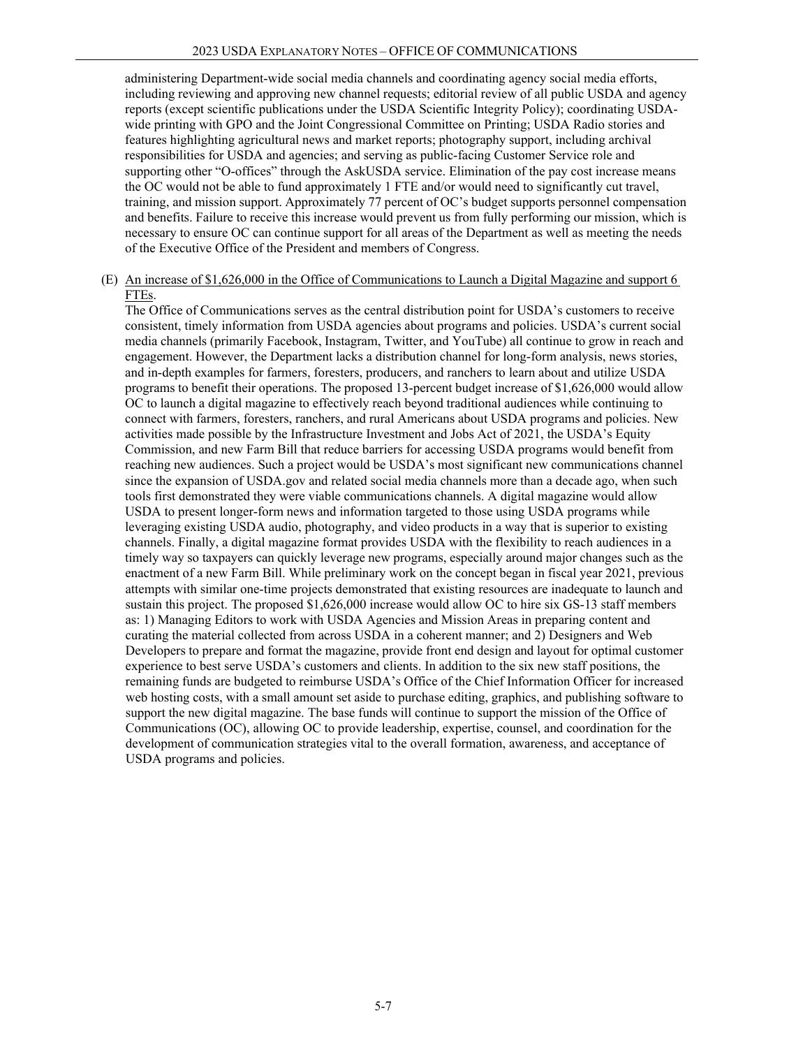administering Department-wide social media channels and coordinating agency social media efforts, including reviewing and approving new channel requests; editorial review of all public USDA and agency reports (except scientific publications under the USDA Scientific Integrity Policy); coordinating USDA-wide printing with GPO and the Joint Congressional Committee on Printing; USDA Radio stories and features highlighting agricultural news and market reports; photography support, including archival responsibilities for USDA and agencies; and serving as public-facing Customer Service role and supporting other "O-offices" through the AskUSDA service. Elimination of the pay cost increase means the OC would not be able to fund approximately 1 FTE and/or would need to significantly cut travel, training, and mission support. Approximately 77 percent of OC's budget supports personnel compensation and benefits. Failure to receive this increase would prevent us from fully performing our mission, which is necessary to ensure OC can continue support for all areas of the Department as well as meeting the needs of the Executive Office of the President and members of Congress.

(E) An increase of $1,626,000 in the Office of Communications to Launch a Digital Magazine and support 6 FTEs.

The Office of Communications serves as the central distribution point for USDA's customers to receive consistent, timely information from USDA agencies about programs and policies. USDA's current social media channels (primarily Facebook, Instagram, Twitter, and YouTube) all continue to grow in reach and engagement. However, the Department lacks a distribution channel for long-form analysis, news stories, and in-depth examples for farmers, foresters, producers, and ranchers to learn about and utilize USDA programs to benefit their operations. The proposed 13-percent budget increase of $1,626,000 would allow OC to launch a digital magazine to effectively reach beyond traditional audiences while continuing to connect with farmers, foresters, ranchers, and rural Americans about USDA programs and policies. New activities made possible by the Infrastructure Investment and Jobs Act of 2021, the USDA's Equity Commission, and new Farm Bill that reduce barriers for accessing USDA programs would benefit from reaching new audiences. Such a project would be USDA's most significant new communications channel since the expansion of USDA.gov and related social media channels more than a decade ago, when such tools first demonstrated they were viable communications channels. A digital magazine would allow USDA to present longer-form news and information targeted to those using USDA programs while leveraging existing USDA audio, photography, and video products in a way that is superior to existing channels. Finally, a digital magazine format provides USDA with the flexibility to reach audiences in a timely way so taxpayers can quickly leverage new programs, especially around major changes such as the enactment of a new Farm Bill. While preliminary work on the concept began in fiscal year 2021, previous attempts with similar one-time projects demonstrated that existing resources are inadequate to launch and sustain this project. The proposed $1,626,000 increase would allow OC to hire six GS-13 staff members as: 1) Managing Editors to work with USDA Agencies and Mission Areas in preparing content and curating the material collected from across USDA in a coherent manner; and 2) Designers and Web Developers to prepare and format the magazine, provide front end design and layout for optimal customer experience to best serve USDA's customers and clients. In addition to the six new staff positions, the remaining funds are budgeted to reimburse USDA's Office of the Chief Information Officer for increased web hosting costs, with a small amount set aside to purchase editing, graphics, and publishing software to support the new digital magazine. The base funds will continue to support the mission of the Office of Communications (OC), allowing OC to provide leadership, expertise, counsel, and coordination for the development of communication strategies vital to the overall formation, awareness, and acceptance of USDA programs and policies.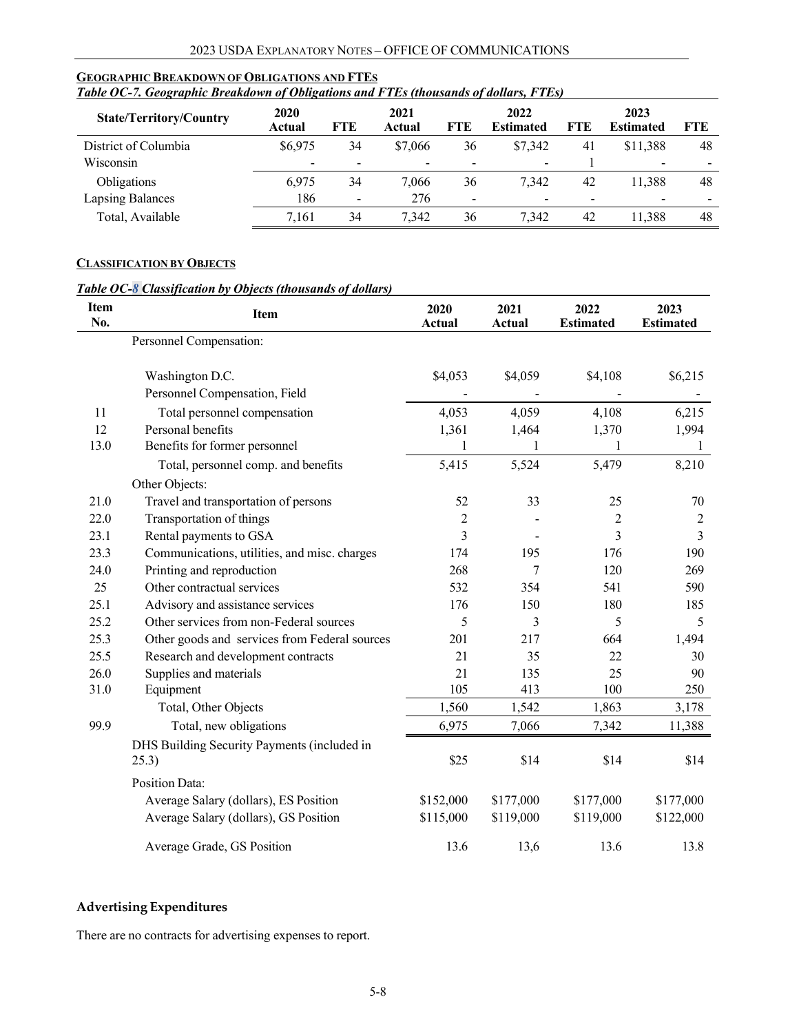**GEOGRAPHIC BREAKDOWN OF OBLIGATIONS AND FTES**

*Table OC-7. Geographic Breakdown of Obligations and FTEs (thousands of dollars, FTEs)*

| State/Territory/Country | 2020 Actual | FTE | 2021 Actual | FTE | 2022 Estimated | FTE | 2023 Estimated | FTE |
|---|---|---|---|---|---|---|---|---|
| District of Columbia | $6,975 | 34 | $7,066 | 36 | $7,342 | 41 | $11,388 | 48 |
| Wisconsin | - | - | - | - | - | 1 | - | - |
| Obligations | 6,975 | 34 | 7,066 | 36 | 7,342 | 42 | 11,388 | 48 |
| Lapsing Balances | 186 | - | 276 | - | - | - | - | - |
| Total, Available | 7,161 | 34 | 7,342 | 36 | 7,342 | 42 | 11,388 | 48 |

**CLASSIFICATION BY OBJECTS**

*Table OC-8 Classification by Objects (thousands of dollars)*

| Item No. | Item | 2020 Actual | 2021 Actual | 2022 Estimated | 2023 Estimated |
|---|---|---|---|---|---|
| | Personnel Compensation: | | | | |
| | Washington D.C. | $4,053 | $4,059 | $4,108 | $6,215 |
| | Personnel Compensation, Field | - | - | - | - |
| 11 | Total personnel compensation | 4,053 | 4,059 | 4,108 | 6,215 |
| 12 | Personal benefits | 1,361 | 1,464 | 1,370 | 1,994 |
| 13.0 | Benefits for former personnel | 1 | 1 | 1 | 1 |
| | Total, personnel comp. and benefits | 5,415 | 5,524 | 5,479 | 8,210 |
| | Other Objects: | | | | |
| 21.0 | Travel and transportation of persons | 52 | 33 | 25 | 70 |
| 22.0 | Transportation of things | 2 | - | 2 | 2 |
| 23.1 | Rental payments to GSA | 3 | - | 3 | 3 |
| 23.3 | Communications, utilities, and misc. charges | 174 | 195 | 176 | 190 |
| 24.0 | Printing and reproduction | 268 | 7 | 120 | 269 |
| 25 | Other contractual services | 532 | 354 | 541 | 590 |
| 25.1 | Advisory and assistance services | 176 | 150 | 180 | 185 |
| 25.2 | Other services from non-Federal sources | 5 | 3 | 5 | 5 |
| 25.3 | Other goods and services from Federal sources | 201 | 217 | 664 | 1,494 |
| 25.5 | Research and development contracts | 21 | 35 | 22 | 30 |
| 26.0 | Supplies and materials | 21 | 135 | 25 | 90 |
| 31.0 | Equipment | 105 | 413 | 100 | 250 |
| | Total, Other Objects | 1,560 | 1,542 | 1,863 | 3,178 |
| 99.9 | Total, new obligations | 6,975 | 7,066 | 7,342 | 11,388 |
| | DHS Building Security Payments (included in 25.3) | $25 | $14 | $14 | $14 |
| | Position Data: | | | | |
| | Average Salary (dollars), ES Position | $152,000 | $177,000 | $177,000 | $177,000 |
| | Average Salary (dollars), GS Position | $115,000 | $119,000 | $119,000 | $122,000 |
| | Average Grade, GS Position | 13.6 | 13,6 | 13.6 | 13.8 |

## Advertising Expenditures

There are no contracts for advertising expenses to report.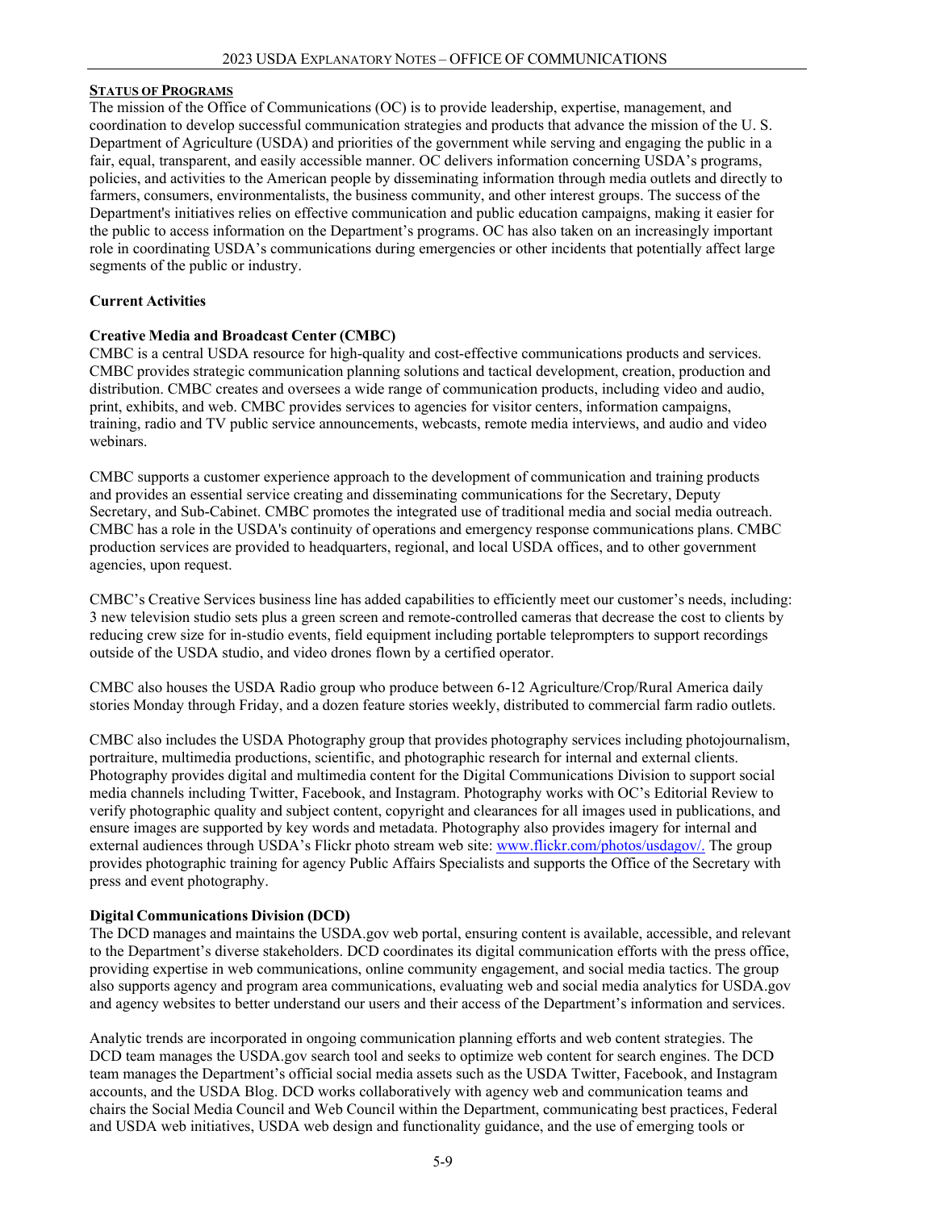**STATUS OF PROGRAMS**

The mission of the Office of Communications (OC) is to provide leadership, expertise, management, and coordination to develop successful communication strategies and products that advance the mission of the U. S. Department of Agriculture (USDA) and priorities of the government while serving and engaging the public in a fair, equal, transparent, and easily accessible manner. OC delivers information concerning USDA's programs, policies, and activities to the American people by disseminating information through media outlets and directly to farmers, consumers, environmentalists, the business community, and other interest groups. The success of the Department's initiatives relies on effective communication and public education campaigns, making it easier for the public to access information on the Department's programs. OC has also taken on an increasingly important role in coordinating USDA's communications during emergencies or other incidents that potentially affect large segments of the public or industry.

**Current Activities**

**Creative Media and Broadcast Center (CMBC)**

CMBC is a central USDA resource for high-quality and cost-effective communications products and services. CMBC provides strategic communication planning solutions and tactical development, creation, production and distribution. CMBC creates and oversees a wide range of communication products, including video and audio, print, exhibits, and web. CMBC provides services to agencies for visitor centers, information campaigns, training, radio and TV public service announcements, webcasts, remote media interviews, and audio and video webinars.

CMBC supports a customer experience approach to the development of communication and training products and provides an essential service creating and disseminating communications for the Secretary, Deputy Secretary, and Sub-Cabinet. CMBC promotes the integrated use of traditional media and social media outreach. CMBC has a role in the USDA's continuity of operations and emergency response communications plans. CMBC production services are provided to headquarters, regional, and local USDA offices, and to other government agencies, upon request.

CMBC's Creative Services business line has added capabilities to efficiently meet our customer's needs, including: 3 new television studio sets plus a green screen and remote-controlled cameras that decrease the cost to clients by reducing crew size for in-studio events, field equipment including portable teleprompters to support recordings outside of the USDA studio, and video drones flown by a certified operator.

CMBC also houses the USDA Radio group who produce between 6-12 Agriculture/Crop/Rural America daily stories Monday through Friday, and a dozen feature stories weekly, distributed to commercial farm radio outlets.

CMBC also includes the USDA Photography group that provides photography services including photojournalism, portraiture, multimedia productions, scientific, and photographic research for internal and external clients. Photography provides digital and multimedia content for the Digital Communications Division to support social media channels including Twitter, Facebook, and Instagram. Photography works with OC's Editorial Review to verify photographic quality and subject content, copyright and clearances for all images used in publications, and ensure images are supported by key words and metadata. Photography also provides imagery for internal and external audiences through USDA's Flickr photo stream web site: www.flickr.com/photos/usdagov/. The group provides photographic training for agency Public Affairs Specialists and supports the Office of the Secretary with press and event photography.

**Digital Communications Division (DCD)**

The DCD manages and maintains the USDA.gov web portal, ensuring content is available, accessible, and relevant to the Department's diverse stakeholders. DCD coordinates its digital communication efforts with the press office, providing expertise in web communications, online community engagement, and social media tactics. The group also supports agency and program area communications, evaluating web and social media analytics for USDA.gov and agency websites to better understand our users and their access of the Department's information and services.

Analytic trends are incorporated in ongoing communication planning efforts and web content strategies. The DCD team manages the USDA.gov search tool and seeks to optimize web content for search engines. The DCD team manages the Department's official social media assets such as the USDA Twitter, Facebook, and Instagram accounts, and the USDA Blog. DCD works collaboratively with agency web and communication teams and chairs the Social Media Council and Web Council within the Department, communicating best practices, Federal and USDA web initiatives, USDA web design and functionality guidance, and the use of emerging tools or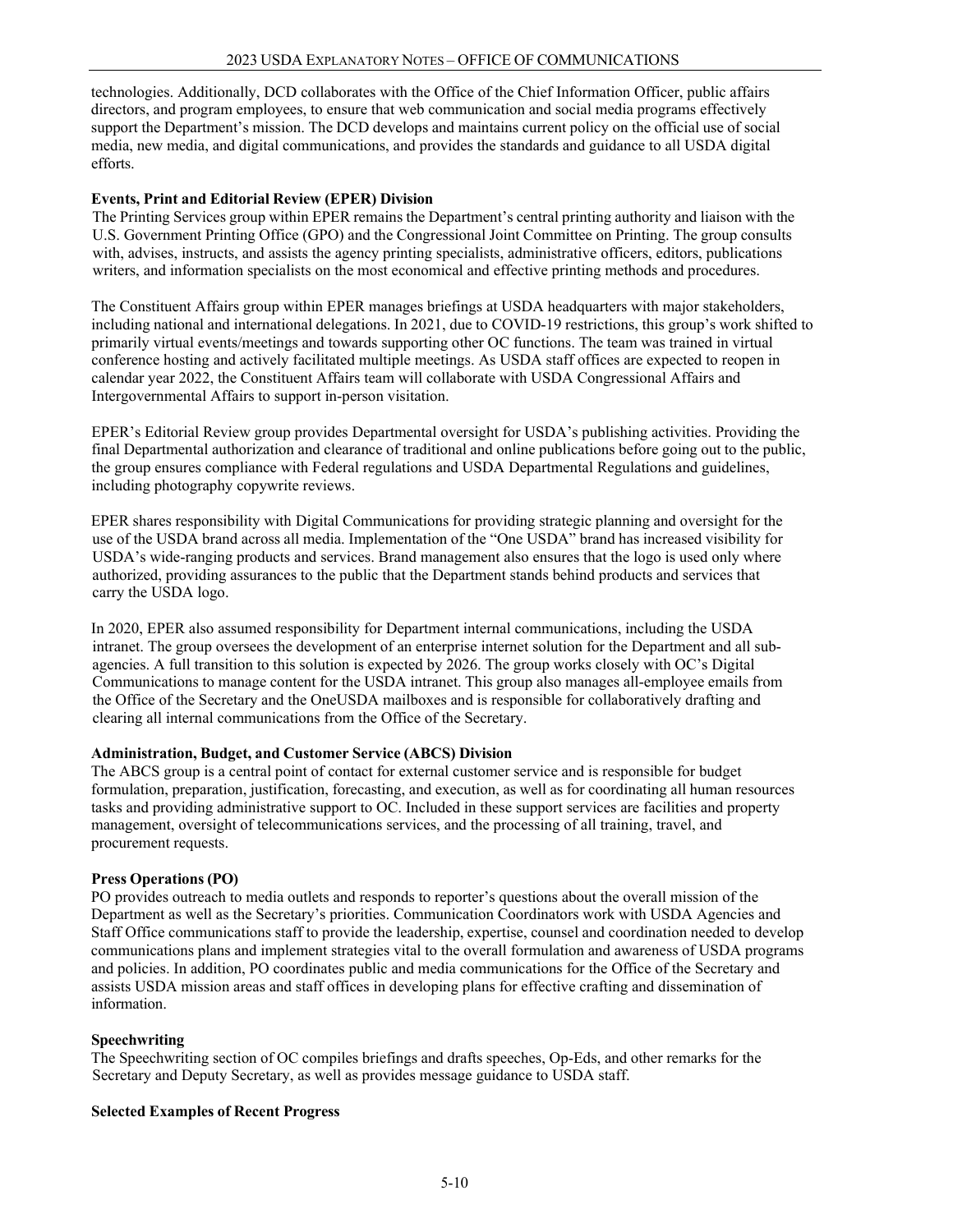technologies. Additionally, DCD collaborates with the Office of the Chief Information Officer, public affairs directors, and program employees, to ensure that web communication and social media programs effectively support the Department's mission. The DCD develops and maintains current policy on the official use of social media, new media, and digital communications, and provides the standards and guidance to all USDA digital efforts.

**Events, Print and Editorial Review (EPER) Division**

The Printing Services group within EPER remains the Department's central printing authority and liaison with the U.S. Government Printing Office (GPO) and the Congressional Joint Committee on Printing. The group consults with, advises, instructs, and assists the agency printing specialists, administrative officers, editors, publications writers, and information specialists on the most economical and effective printing methods and procedures.

The Constituent Affairs group within EPER manages briefings at USDA headquarters with major stakeholders, including national and international delegations. In 2021, due to COVID-19 restrictions, this group's work shifted to primarily virtual events/meetings and towards supporting other OC functions. The team was trained in virtual conference hosting and actively facilitated multiple meetings. As USDA staff offices are expected to reopen in calendar year 2022, the Constituent Affairs team will collaborate with USDA Congressional Affairs and Intergovernmental Affairs to support in-person visitation.

EPER's Editorial Review group provides Departmental oversight for USDA's publishing activities. Providing the final Departmental authorization and clearance of traditional and online publications before going out to the public, the group ensures compliance with Federal regulations and USDA Departmental Regulations and guidelines, including photography copywrite reviews.

EPER shares responsibility with Digital Communications for providing strategic planning and oversight for the use of the USDA brand across all media. Implementation of the "One USDA" brand has increased visibility for USDA's wide-ranging products and services. Brand management also ensures that the logo is used only where authorized, providing assurances to the public that the Department stands behind products and services that carry the USDA logo.

In 2020, EPER also assumed responsibility for Department internal communications, including the USDA intranet. The group oversees the development of an enterprise internet solution for the Department and all sub-agencies. A full transition to this solution is expected by 2026. The group works closely with OC's Digital Communications to manage content for the USDA intranet. This group also manages all-employee emails from the Office of the Secretary and the OneUSDA mailboxes and is responsible for collaboratively drafting and clearing all internal communications from the Office of the Secretary.

**Administration, Budget, and Customer Service (ABCS) Division**

The ABCS group is a central point of contact for external customer service and is responsible for budget formulation, preparation, justification, forecasting, and execution, as well as for coordinating all human resources tasks and providing administrative support to OC. Included in these support services are facilities and property management, oversight of telecommunications services, and the processing of all training, travel, and procurement requests.

**Press Operations (PO)**

PO provides outreach to media outlets and responds to reporter's questions about the overall mission of the Department as well as the Secretary's priorities. Communication Coordinators work with USDA Agencies and Staff Office communications staff to provide the leadership, expertise, counsel and coordination needed to develop communications plans and implement strategies vital to the overall formulation and awareness of USDA programs and policies. In addition, PO coordinates public and media communications for the Office of the Secretary and assists USDA mission areas and staff offices in developing plans for effective crafting and dissemination of information.

**Speechwriting**

The Speechwriting section of OC compiles briefings and drafts speeches, Op-Eds, and other remarks for the Secretary and Deputy Secretary, as well as provides message guidance to USDA staff.

**Selected Examples of Recent Progress**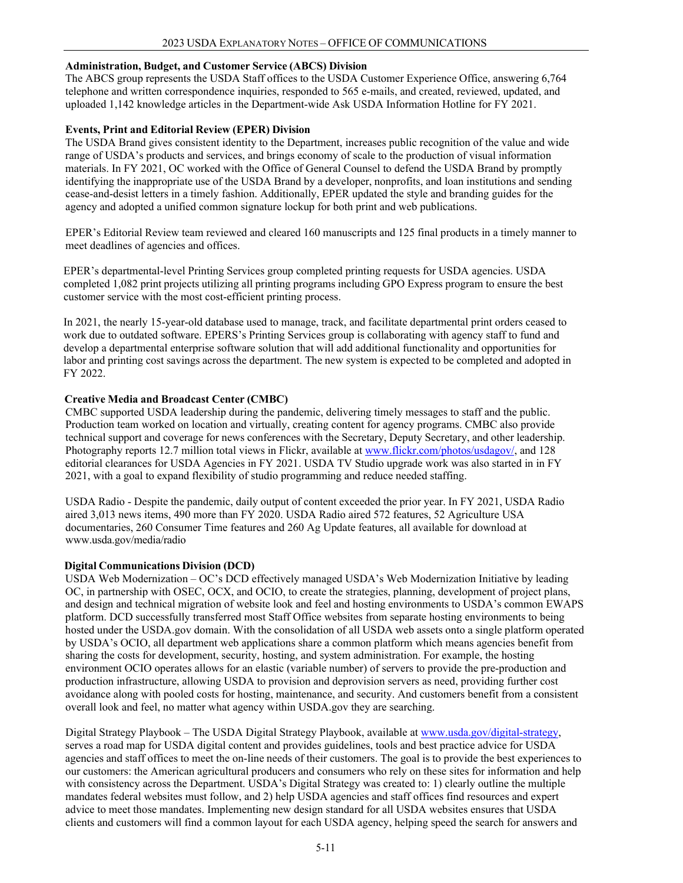**Administration, Budget, and Customer Service (ABCS) Division**

The ABCS group represents the USDA Staff offices to the USDA Customer Experience Office, answering 6,764 telephone and written correspondence inquiries, responded to 565 e-mails, and created, reviewed, updated, and uploaded 1,142 knowledge articles in the Department-wide Ask USDA Information Hotline for FY 2021.

**Events, Print and Editorial Review (EPER) Division**

The USDA Brand gives consistent identity to the Department, increases public recognition of the value and wide range of USDA's products and services, and brings economy of scale to the production of visual information materials. In FY 2021, OC worked with the Office of General Counsel to defend the USDA Brand by promptly identifying the inappropriate use of the USDA Brand by a developer, nonprofits, and loan institutions and sending cease-and-desist letters in a timely fashion. Additionally, EPER updated the style and branding guides for the agency and adopted a unified common signature lockup for both print and web publications.

EPER's Editorial Review team reviewed and cleared 160 manuscripts and 125 final products in a timely manner to meet deadlines of agencies and offices.

EPER's departmental-level Printing Services group completed printing requests for USDA agencies. USDA completed 1,082 print projects utilizing all printing programs including GPO Express program to ensure the best customer service with the most cost-efficient printing process.

In 2021, the nearly 15-year-old database used to manage, track, and facilitate departmental print orders ceased to work due to outdated software. EPERS's Printing Services group is collaborating with agency staff to fund and develop a departmental enterprise software solution that will add additional functionality and opportunities for labor and printing cost savings across the department. The new system is expected to be completed and adopted in FY 2022.

**Creative Media and Broadcast Center (CMBC)**

CMBC supported USDA leadership during the pandemic, delivering timely messages to staff and the public. Production team worked on location and virtually, creating content for agency programs. CMBC also provide technical support and coverage for news conferences with the Secretary, Deputy Secretary, and other leadership. Photography reports 12.7 million total views in Flickr, available at [www.flickr.com/photos/usdagov/](www.flickr.com/photos/usdagov/), and 128 editorial clearances for USDA Agencies in FY 2021. USDA TV Studio upgrade work was also started in in FY 2021, with a goal to expand flexibility of studio programming and reduce needed staffing.

USDA Radio - Despite the pandemic, daily output of content exceeded the prior year. In FY 2021, USDA Radio aired 3,013 news items, 490 more than FY 2020. USDA Radio aired 572 features, 52 Agriculture USA documentaries, 260 Consumer Time features and 260 Ag Update features, all available for download at www.usda.gov/media/radio

**Digital Communications Division (DCD)**

USDA Web Modernization – OC's DCD effectively managed USDA's Web Modernization Initiative by leading OC, in partnership with OSEC, OCX, and OCIO, to create the strategies, planning, development of project plans, and design and technical migration of website look and feel and hosting environments to USDA's common EWAPS platform. DCD successfully transferred most Staff Office websites from separate hosting environments to being hosted under the USDA.gov domain. With the consolidation of all USDA web assets onto a single platform operated by USDA's OCIO, all department web applications share a common platform which means agencies benefit from sharing the costs for development, security, hosting, and system administration. For example, the hosting environment OCIO operates allows for an elastic (variable number) of servers to provide the pre-production and production infrastructure, allowing USDA to provision and deprovision servers as need, providing further cost avoidance along with pooled costs for hosting, maintenance, and security. And customers benefit from a consistent overall look and feel, no matter what agency within USDA.gov they are searching.

Digital Strategy Playbook – The USDA Digital Strategy Playbook, available at [www.usda.gov/digital-strategy](www.usda.gov/digital-strategy), serves a road map for USDA digital content and provides guidelines, tools and best practice advice for USDA agencies and staff offices to meet the on-line needs of their customers. The goal is to provide the best experiences to our customers: the American agricultural producers and consumers who rely on these sites for information and help with consistency across the Department. USDA's Digital Strategy was created to: 1) clearly outline the multiple mandates federal websites must follow, and 2) help USDA agencies and staff offices find resources and expert advice to meet those mandates. Implementing new design standard for all USDA websites ensures that USDA clients and customers will find a common layout for each USDA agency, helping speed the search for answers and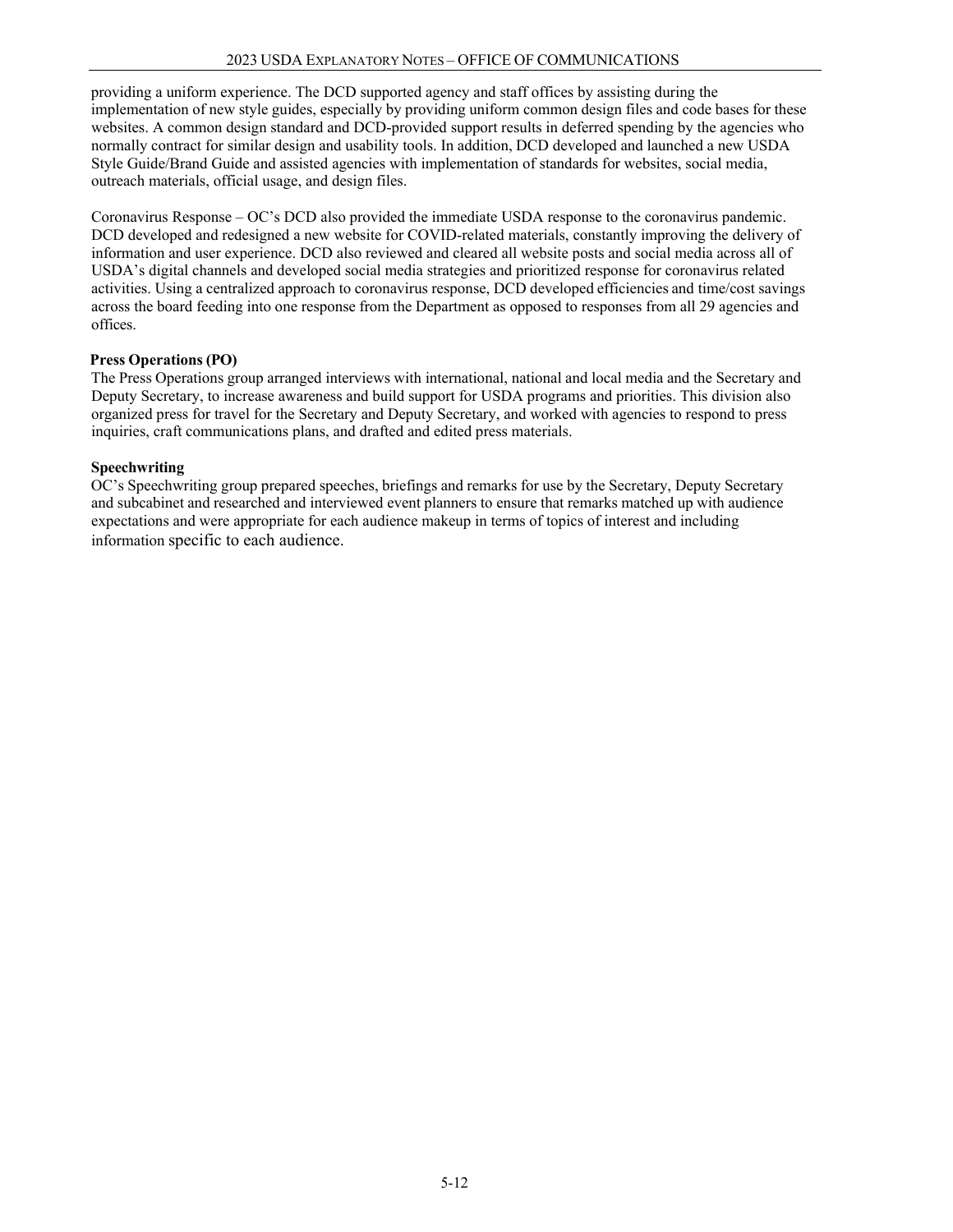providing a uniform experience. The DCD supported agency and staff offices by assisting during the implementation of new style guides, especially by providing uniform common design files and code bases for these websites. A common design standard and DCD-provided support results in deferred spending by the agencies who normally contract for similar design and usability tools. In addition, DCD developed and launched a new USDA Style Guide/Brand Guide and assisted agencies with implementation of standards for websites, social media, outreach materials, official usage, and design files.

Coronavirus Response – OC's DCD also provided the immediate USDA response to the coronavirus pandemic. DCD developed and redesigned a new website for COVID-related materials, constantly improving the delivery of information and user experience. DCD also reviewed and cleared all website posts and social media across all of USDA's digital channels and developed social media strategies and prioritized response for coronavirus related activities. Using a centralized approach to coronavirus response, DCD developed efficiencies and time/cost savings across the board feeding into one response from the Department as opposed to responses from all 29 agencies and offices.

**Press Operations (PO)**

The Press Operations group arranged interviews with international, national and local media and the Secretary and Deputy Secretary, to increase awareness and build support for USDA programs and priorities. This division also organized press for travel for the Secretary and Deputy Secretary, and worked with agencies to respond to press inquiries, craft communications plans, and drafted and edited press materials.

**Speechwriting**

OC's Speechwriting group prepared speeches, briefings and remarks for use by the Secretary, Deputy Secretary and subcabinet and researched and interviewed event planners to ensure that remarks matched up with audience expectations and were appropriate for each audience makeup in terms of topics of interest and including information specific to each audience.